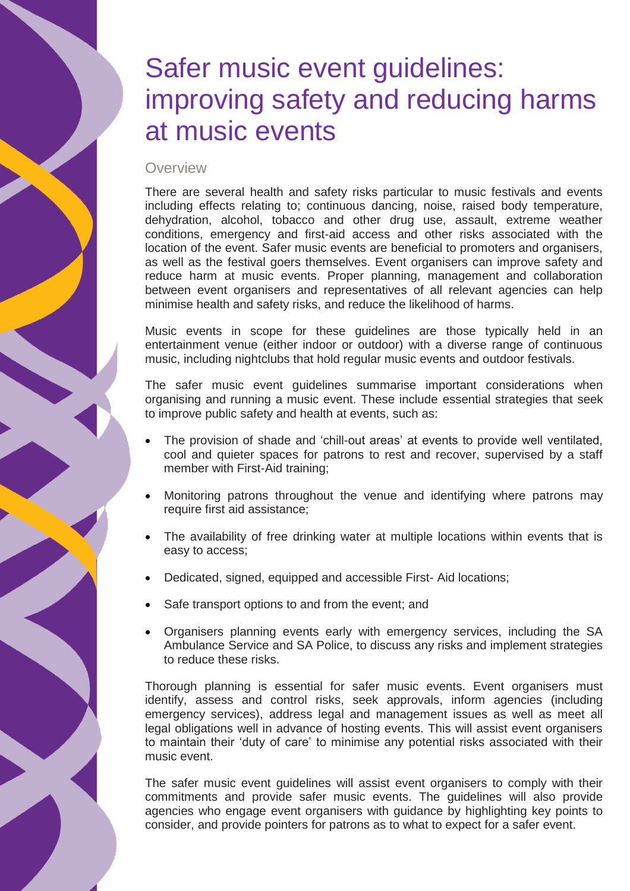# Safer music event guidelines: improving safety and reducing harms at music events

## Overview

There are several health and safety risks particular to music festivals and events including effects relating to; continuous dancing, noise, raised body temperature, dehydration, alcohol, tobacco and other drug use, assault, extreme weather conditions, emergency and first-aid access and other risks associated with the location of the event. Safer music events are beneficial to promoters and organisers, as well as the festival goers themselves. Event organisers can improve safety and reduce harm at music events. Proper planning, management and collaboration between event organisers and representatives of all relevant agencies can help minimise health and safety risks, and reduce the likelihood of harms.

Music events in scope for these guidelines are those typically held in an entertainment venue (either indoor or outdoor) with a diverse range of continuous music, including nightclubs that hold regular music events and outdoor festivals.

The safer music event guidelines summarise important considerations when organising and running a music event. These include essential strategies that seek to improve public safety and health at events, such as:

- The provision of shade and 'chill-out areas' at events to provide well ventilated, cool and quieter spaces for patrons to rest and recover, supervised by a staff member with First-Aid training;
- Monitoring patrons throughout the venue and identifying where patrons may require first aid assistance;
- The availability of free drinking water at multiple locations within events that is easy to access;
- Dedicated, signed, equipped and accessible First- Aid locations;
- Safe transport options to and from the event; and
- Organisers planning events early with emergency services, including the SA Ambulance Service and SA Police, to discuss any risks and implement strategies to reduce these risks.

Thorough planning is essential for safer music events. Event organisers must identify, assess and control risks, seek approvals, inform agencies (including emergency services), address legal and management issues as well as meet all legal obligations well in advance of hosting events. This will assist event organisers to maintain their 'duty of care' to minimise any potential risks associated with their music event.

The safer music event guidelines will assist event organisers to comply with their commitments and provide safer music events. The guidelines will also provide agencies who engage event organisers with guidance by highlighting key points to consider, and provide pointers for patrons as to what to expect for a safer event.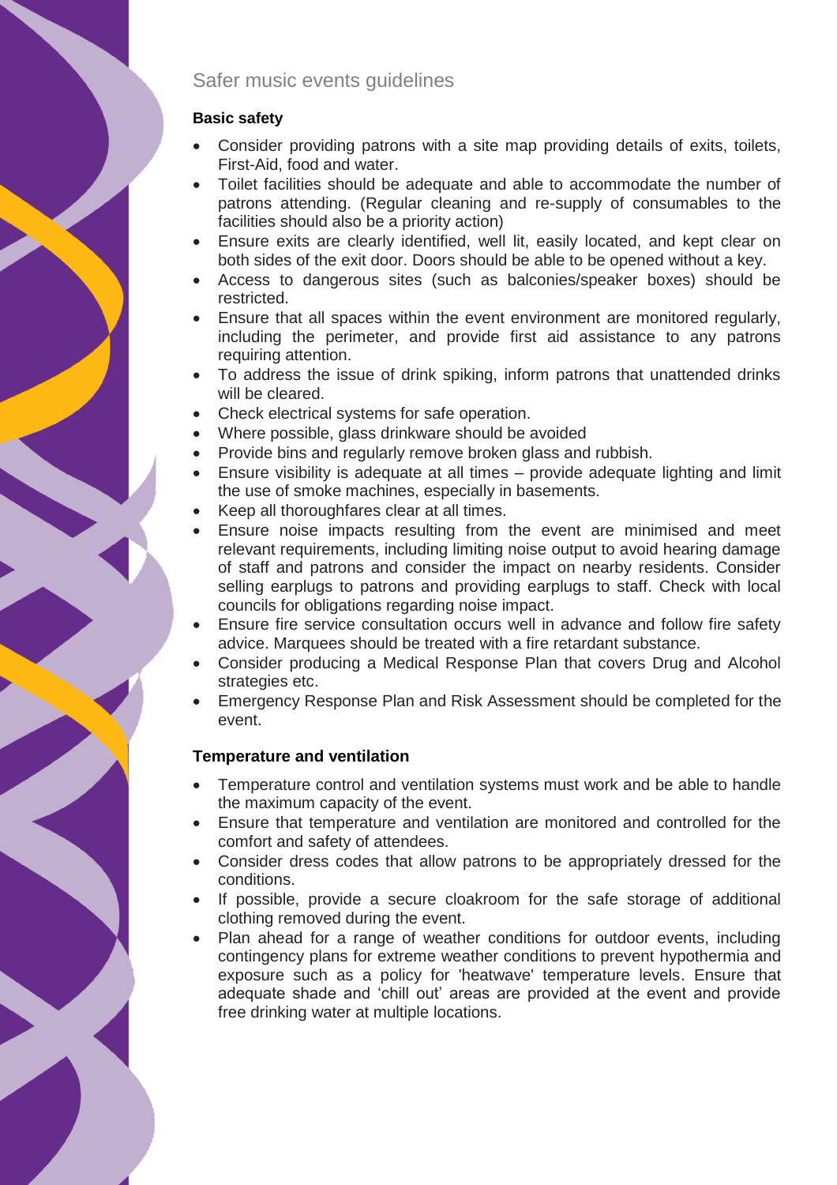Safer music events guidelines

### Basic safety

- Consider providing patrons with a site map providing details of exits, toilets, First-Aid, food and water.
- Toilet facilities should be adequate and able to accommodate the number of patrons attending. (Regular cleaning and re-supply of consumables to the facilities should also be a priority action)
- Ensure exits are clearly identified, well lit, easily located, and kept clear on both sides of the exit door. Doors should be able to be opened without a key.
- Access to dangerous sites (such as balconies/speaker boxes) should be restricted.
- Ensure that all spaces within the event environment are monitored regularly, including the perimeter, and provide first aid assistance to any patrons requiring attention.
- To address the issue of drink spiking, inform patrons that unattended drinks will be cleared.
- Check electrical systems for safe operation.
- Where possible, glass drinkware should be avoided
- Provide bins and regularly remove broken glass and rubbish.
- Ensure visibility is adequate at all times – provide adequate lighting and limit the use of smoke machines, especially in basements.
- Keep all thoroughfares clear at all times.
- Ensure noise impacts resulting from the event are minimised and meet relevant requirements, including limiting noise output to avoid hearing damage of staff and patrons and consider the impact on nearby residents. Consider selling earplugs to patrons and providing earplugs to staff. Check with local councils for obligations regarding noise impact.
- Ensure fire service consultation occurs well in advance and follow fire safety advice. Marquees should be treated with a fire retardant substance.
- Consider producing a Medical Response Plan that covers Drug and Alcohol strategies etc.
- Emergency Response Plan and Risk Assessment should be completed for the event.

### Temperature and ventilation

- Temperature control and ventilation systems must work and be able to handle the maximum capacity of the event.
- Ensure that temperature and ventilation are monitored and controlled for the comfort and safety of attendees.
- Consider dress codes that allow patrons to be appropriately dressed for the conditions.
- If possible, provide a secure cloakroom for the safe storage of additional clothing removed during the event.
- Plan ahead for a range of weather conditions for outdoor events, including contingency plans for extreme weather conditions to prevent hypothermia and exposure such as a policy for 'heatwave' temperature levels. Ensure that adequate shade and 'chill out' areas are provided at the event and provide free drinking water at multiple locations.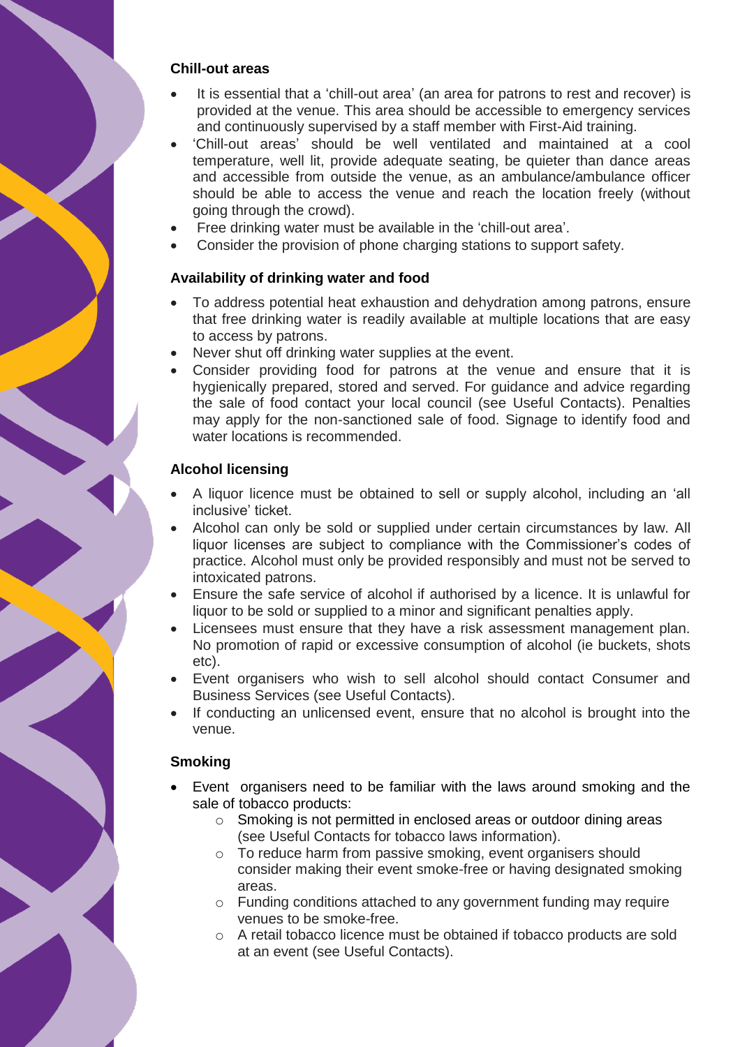### Chill-out areas

- It is essential that a 'chill-out area' (an area for patrons to rest and recover) is provided at the venue. This area should be accessible to emergency services and continuously supervised by a staff member with First-Aid training.
- 'Chill-out areas' should be well ventilated and maintained at a cool temperature, well lit, provide adequate seating, be quieter than dance areas and accessible from outside the venue, as an ambulance/ambulance officer should be able to access the venue and reach the location freely (without going through the crowd).
- Free drinking water must be available in the 'chill-out area'.
- Consider the provision of phone charging stations to support safety.

### Availability of drinking water and food

- To address potential heat exhaustion and dehydration among patrons, ensure that free drinking water is readily available at multiple locations that are easy to access by patrons.
- Never shut off drinking water supplies at the event.
- Consider providing food for patrons at the venue and ensure that it is hygienically prepared, stored and served. For guidance and advice regarding the sale of food contact your local council (see Useful Contacts). Penalties may apply for the non-sanctioned sale of food. Signage to identify food and water locations is recommended.

### Alcohol licensing

- A liquor licence must be obtained to sell or supply alcohol, including an 'all inclusive' ticket.
- Alcohol can only be sold or supplied under certain circumstances by law. All liquor licenses are subject to compliance with the Commissioner's codes of practice. Alcohol must only be provided responsibly and must not be served to intoxicated patrons.
- Ensure the safe service of alcohol if authorised by a licence. It is unlawful for liquor to be sold or supplied to a minor and significant penalties apply.
- Licensees must ensure that they have a risk assessment management plan. No promotion of rapid or excessive consumption of alcohol (ie buckets, shots etc).
- Event organisers who wish to sell alcohol should contact Consumer and Business Services (see Useful Contacts).
- If conducting an unlicensed event, ensure that no alcohol is brought into the venue.

### Smoking

- Event organisers need to be familiar with the laws around smoking and the sale of tobacco products:
  - Smoking is not permitted in enclosed areas or outdoor dining areas (see Useful Contacts for tobacco laws information).
  - To reduce harm from passive smoking, event organisers should consider making their event smoke-free or having designated smoking areas.
  - Funding conditions attached to any government funding may require venues to be smoke-free.
  - A retail tobacco licence must be obtained if tobacco products are sold at an event (see Useful Contacts).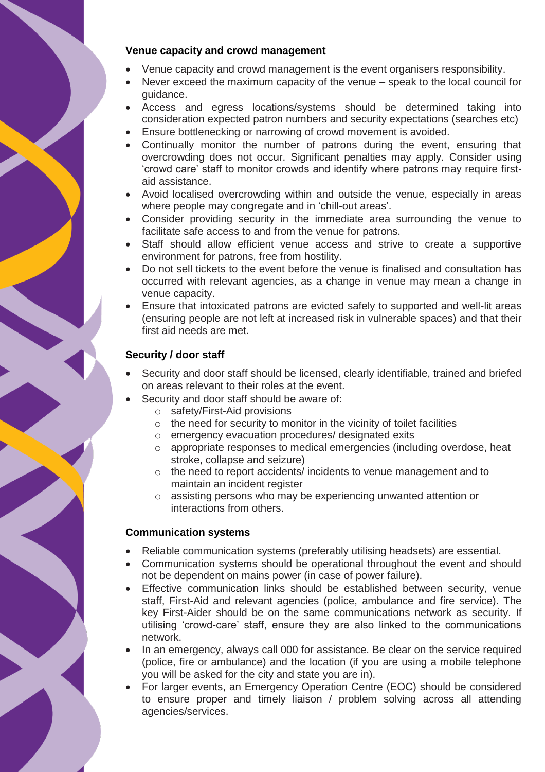### Venue capacity and crowd management

- Venue capacity and crowd management is the event organisers responsibility.
- Never exceed the maximum capacity of the venue – speak to the local council for guidance.
- Access and egress locations/systems should be determined taking into consideration expected patron numbers and security expectations (searches etc)
- Ensure bottlenecking or narrowing of crowd movement is avoided.
- Continually monitor the number of patrons during the event, ensuring that overcrowding does not occur. Significant penalties may apply. Consider using 'crowd care' staff to monitor crowds and identify where patrons may require first-aid assistance.
- Avoid localised overcrowding within and outside the venue, especially in areas where people may congregate and in 'chill-out areas'.
- Consider providing security in the immediate area surrounding the venue to facilitate safe access to and from the venue for patrons.
- Staff should allow efficient venue access and strive to create a supportive environment for patrons, free from hostility.
- Do not sell tickets to the event before the venue is finalised and consultation has occurred with relevant agencies, as a change in venue may mean a change in venue capacity.
- Ensure that intoxicated patrons are evicted safely to supported and well-lit areas (ensuring people are not left at increased risk in vulnerable spaces) and that their first aid needs are met.

### Security / door staff

- Security and door staff should be licensed, clearly identifiable, trained and briefed on areas relevant to their roles at the event.
- Security and door staff should be aware of:
  - safety/First-Aid provisions
  - the need for security to monitor in the vicinity of toilet facilities
  - emergency evacuation procedures/ designated exits
  - appropriate responses to medical emergencies (including overdose, heat stroke, collapse and seizure)
  - the need to report accidents/ incidents to venue management and to maintain an incident register
  - assisting persons who may be experiencing unwanted attention or interactions from others.

### Communication systems

- Reliable communication systems (preferably utilising headsets) are essential.
- Communication systems should be operational throughout the event and should not be dependent on mains power (in case of power failure).
- Effective communication links should be established between security, venue staff, First-Aid and relevant agencies (police, ambulance and fire service). The key First-Aider should be on the same communications network as security. If utilising 'crowd-care' staff, ensure they are also linked to the communications network.
- In an emergency, always call 000 for assistance. Be clear on the service required (police, fire or ambulance) and the location (if you are using a mobile telephone you will be asked for the city and state you are in).
- For larger events, an Emergency Operation Centre (EOC) should be considered to ensure proper and timely liaison / problem solving across all attending agencies/services.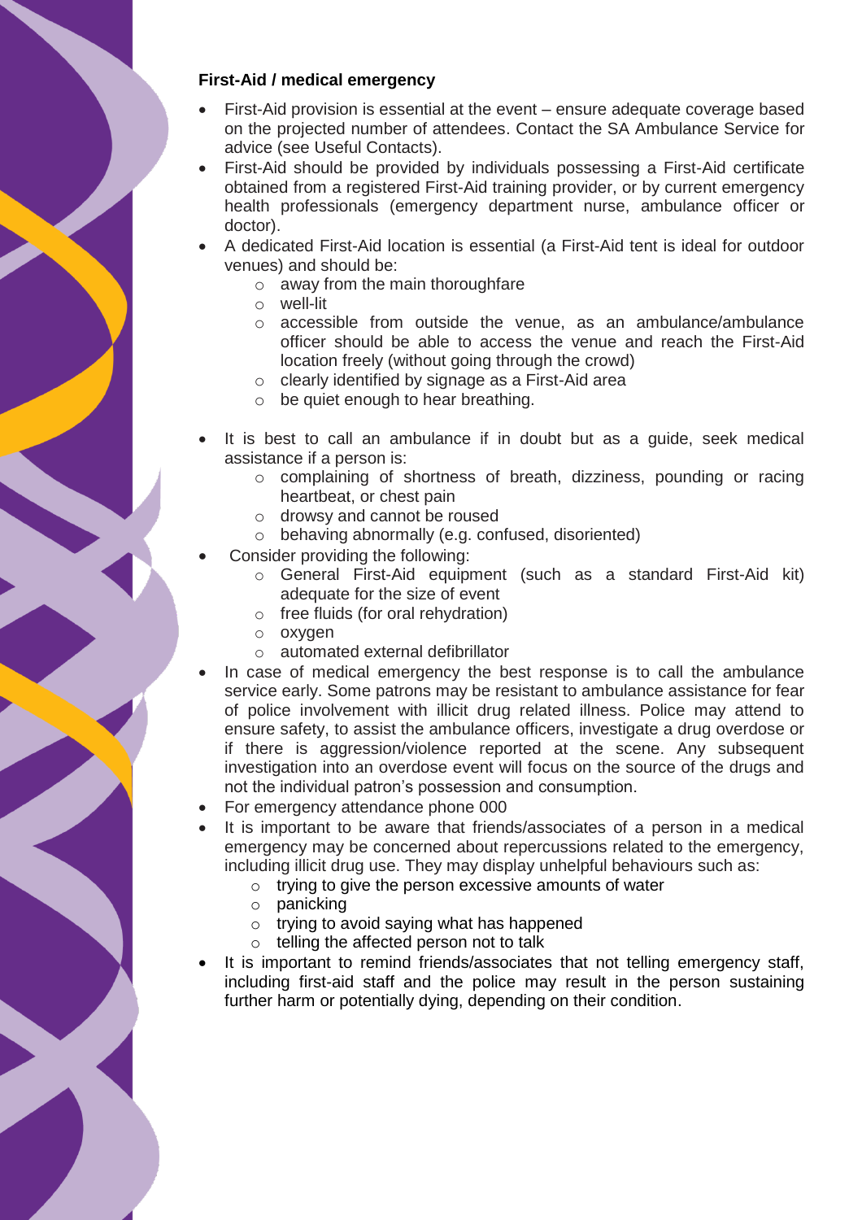**First-Aid / medical emergency**

- First-Aid provision is essential at the event – ensure adequate coverage based on the projected number of attendees. Contact the SA Ambulance Service for advice (see Useful Contacts).
- First-Aid should be provided by individuals possessing a First-Aid certificate obtained from a registered First-Aid training provider, or by current emergency health professionals (emergency department nurse, ambulance officer or doctor).
- A dedicated First-Aid location is essential (a First-Aid tent is ideal for outdoor venues) and should be:
    - away from the main thoroughfare
    - well-lit
    - accessible from outside the venue, as an ambulance/ambulance officer should be able to access the venue and reach the First-Aid location freely (without going through the crowd)
    - clearly identified by signage as a First-Aid area
    - be quiet enough to hear breathing.

- It is best to call an ambulance if in doubt but as a guide, seek medical assistance if a person is:
    - complaining of shortness of breath, dizziness, pounding or racing heartbeat, or chest pain
    - drowsy and cannot be roused
    - behaving abnormally (e.g. confused, disoriented)
- Consider providing the following:
    - General First-Aid equipment (such as a standard First-Aid kit) adequate for the size of event
    - free fluids (for oral rehydration)
    - oxygen
    - automated external defibrillator
- In case of medical emergency the best response is to call the ambulance service early. Some patrons may be resistant to ambulance assistance for fear of police involvement with illicit drug related illness. Police may attend to ensure safety, to assist the ambulance officers, investigate a drug overdose or if there is aggression/violence reported at the scene. Any subsequent investigation into an overdose event will focus on the source of the drugs and not the individual patron's possession and consumption.
- For emergency attendance phone 000
- It is important to be aware that friends/associates of a person in a medical emergency may be concerned about repercussions related to the emergency, including illicit drug use. They may display unhelpful behaviours such as:
    - trying to give the person excessive amounts of water
    - panicking
    - trying to avoid saying what has happened
    - telling the affected person not to talk
- It is important to remind friends/associates that not telling emergency staff, including first-aid staff and the police may result in the person sustaining further harm or potentially dying, depending on their condition.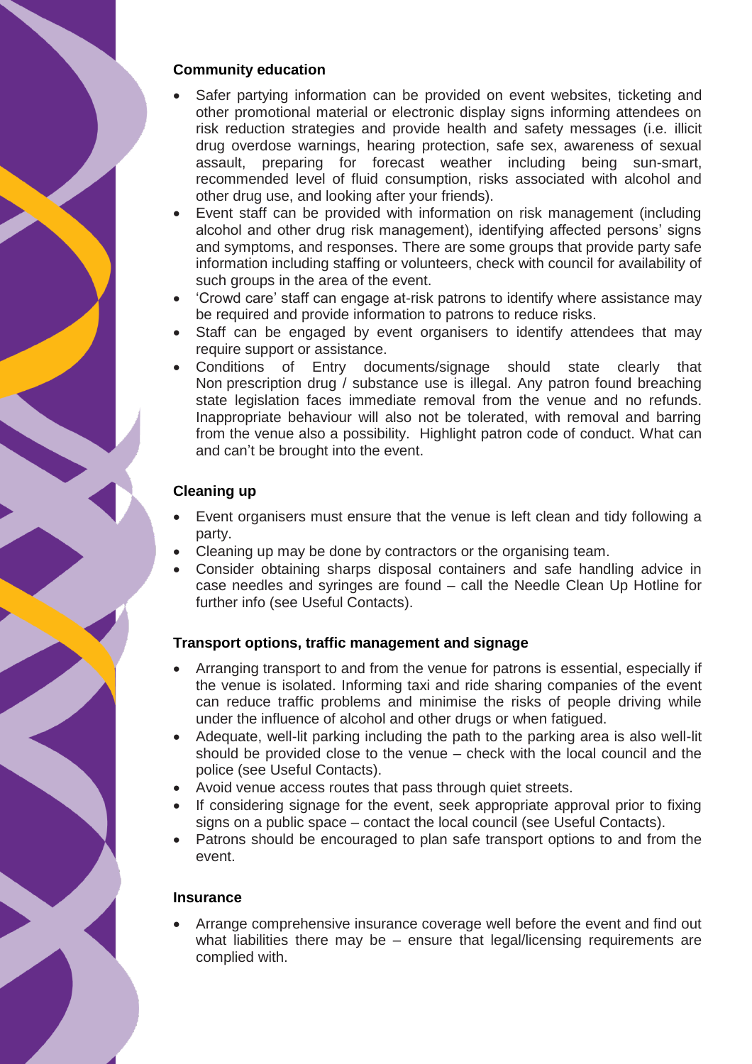**Community education**

- Safer partying information can be provided on event websites, ticketing and other promotional material or electronic display signs informing attendees on risk reduction strategies and provide health and safety messages (i.e. illicit drug overdose warnings, hearing protection, safe sex, awareness of sexual assault, preparing for forecast weather including being sun-smart, recommended level of fluid consumption, risks associated with alcohol and other drug use, and looking after your friends).
- Event staff can be provided with information on risk management (including alcohol and other drug risk management), identifying affected persons' signs and symptoms, and responses. There are some groups that provide party safe information including staffing or volunteers, check with council for availability of such groups in the area of the event.
- 'Crowd care' staff can engage at-risk patrons to identify where assistance may be required and provide information to patrons to reduce risks.
- Staff can be engaged by event organisers to identify attendees that may require support or assistance.
- Conditions of Entry documents/signage should state clearly that Non prescription drug / substance use is illegal. Any patron found breaching state legislation faces immediate removal from the venue and no refunds. Inappropriate behaviour will also not be tolerated, with removal and barring from the venue also a possibility. Highlight patron code of conduct. What can and can't be brought into the event.

**Cleaning up**

- Event organisers must ensure that the venue is left clean and tidy following a party.
- Cleaning up may be done by contractors or the organising team.
- Consider obtaining sharps disposal containers and safe handling advice in case needles and syringes are found – call the Needle Clean Up Hotline for further info (see Useful Contacts).

**Transport options, traffic management and signage**

- Arranging transport to and from the venue for patrons is essential, especially if the venue is isolated. Informing taxi and ride sharing companies of the event can reduce traffic problems and minimise the risks of people driving while under the influence of alcohol and other drugs or when fatigued.
- Adequate, well-lit parking including the path to the parking area is also well-lit should be provided close to the venue – check with the local council and the police (see Useful Contacts).
- Avoid venue access routes that pass through quiet streets.
- If considering signage for the event, seek appropriate approval prior to fixing signs on a public space – contact the local council (see Useful Contacts).
- Patrons should be encouraged to plan safe transport options to and from the event.

**Insurance**

- Arrange comprehensive insurance coverage well before the event and find out what liabilities there may be – ensure that legal/licensing requirements are complied with.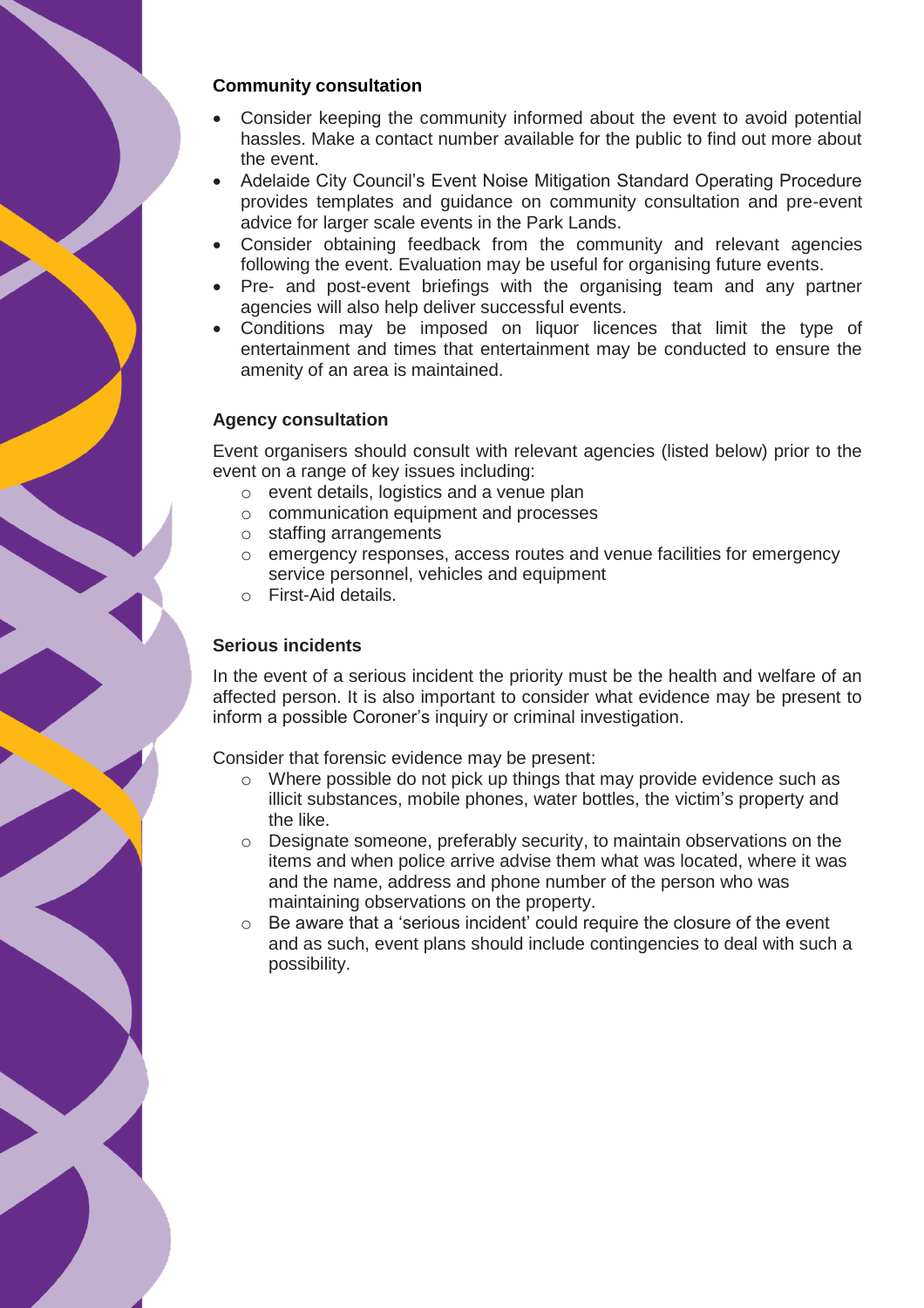**Community consultation**

- Consider keeping the community informed about the event to avoid potential hassles. Make a contact number available for the public to find out more about the event.
- Adelaide City Council's Event Noise Mitigation Standard Operating Procedure provides templates and guidance on community consultation and pre-event advice for larger scale events in the Park Lands.
- Consider obtaining feedback from the community and relevant agencies following the event. Evaluation may be useful for organising future events.
- Pre- and post-event briefings with the organising team and any partner agencies will also help deliver successful events.
- Conditions may be imposed on liquor licences that limit the type of entertainment and times that entertainment may be conducted to ensure the amenity of an area is maintained.

**Agency consultation**

Event organisers should consult with relevant agencies (listed below) prior to the event on a range of key issues including:

- event details, logistics and a venue plan
- communication equipment and processes
- staffing arrangements
- emergency responses, access routes and venue facilities for emergency service personnel, vehicles and equipment
- First-Aid details.

**Serious incidents**

In the event of a serious incident the priority must be the health and welfare of an affected person. It is also important to consider what evidence may be present to inform a possible Coroner's inquiry or criminal investigation.

Consider that forensic evidence may be present:

- Where possible do not pick up things that may provide evidence such as illicit substances, mobile phones, water bottles, the victim's property and the like.
- Designate someone, preferably security, to maintain observations on the items and when police arrive advise them what was located, where it was and the name, address and phone number of the person who was maintaining observations on the property.
- Be aware that a 'serious incident' could require the closure of the event and as such, event plans should include contingencies to deal with such a possibility.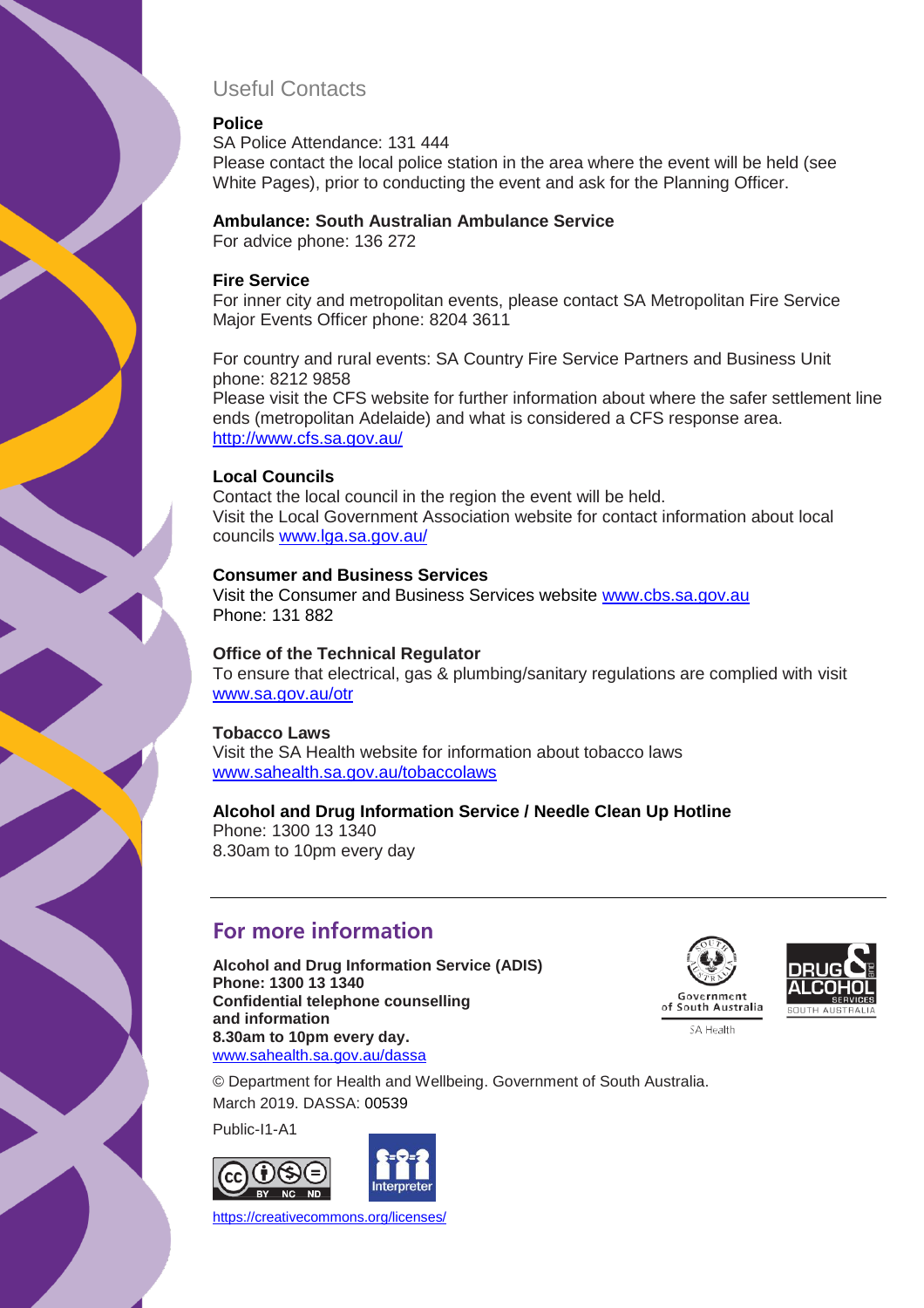## Useful Contacts

**Police**

SA Police Attendance: 131 444
Please contact the local police station in the area where the event will be held (see White Pages), prior to conducting the event and ask for the Planning Officer.

**Ambulance: South Australian Ambulance Service**

For advice phone: 136 272

**Fire Service**

For inner city and metropolitan events, please contact SA Metropolitan Fire Service Major Events Officer phone: 8204 3611

For country and rural events: SA Country Fire Service Partners and Business Unit phone: 8212 9858
Please visit the CFS website for further information about where the safer settlement line ends (metropolitan Adelaide) and what is considered a CFS response area.
http://www.cfs.sa.gov.au/

**Local Councils**

Contact the local council in the region the event will be held.
Visit the Local Government Association website for contact information about local councils www.lga.sa.gov.au/

**Consumer and Business Services**

Visit the Consumer and Business Services website www.cbs.sa.gov.au
Phone: 131 882

**Office of the Technical Regulator**

To ensure that electrical, gas & plumbing/sanitary regulations are complied with visit www.sa.gov.au/otr

**Tobacco Laws**

Visit the SA Health website for information about tobacco laws
www.sahealth.sa.gov.au/tobaccolaws

**Alcohol and Drug Information Service / Needle Clean Up Hotline**

Phone: 1300 13 1340
8.30am to 10pm every day

---

## For more information

**Alcohol and Drug Information Service (ADIS)**
**Phone: 1300 13 1340**
**Confidential telephone counselling and information**
**8.30am to 10pm every day.**
www.sahealth.sa.gov.au/dassa

Government of South Australia
SA Health

DRUG and ALCOHOL SERVICES SOUTH AUSTRALIA

© Department for Health and Wellbeing. Government of South Australia. March 2019. DASSA: 00539

Public-I1-A1

Interpreter

https://creativecommons.org/licenses/